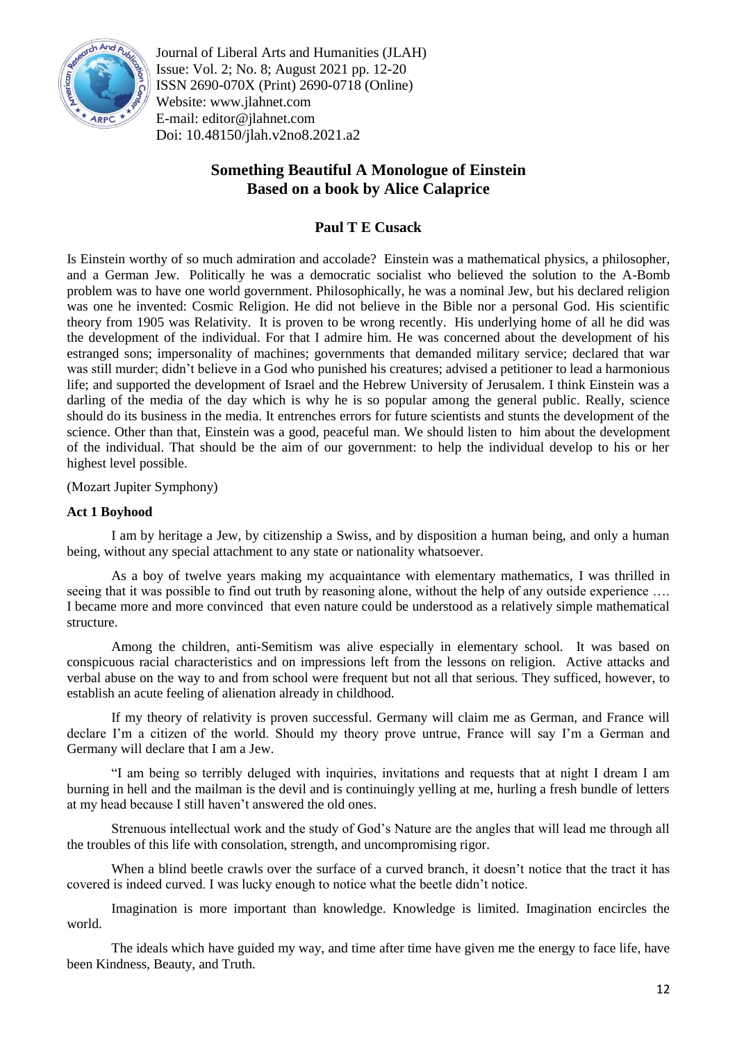# Something Beautiful A Monologue of Einstein
## Based on a book by Alice Calaprice

**Paul T E Cusack**

Is Einstein worthy of so much admiration and accolade? Einstein was a mathematical physics, a philosopher, and a German Jew. Politically he was a democratic socialist who believed the solution to the A-Bomb problem was to have one world government. Philosophically, he was a nominal Jew, but his declared religion was one he invented: Cosmic Religion. He did not believe in the Bible nor a personal God. His scientific theory from 1905 was Relativity. It is proven to be wrong recently. His underlying home of all he did was the development of the individual. For that I admire him. He was concerned about the development of his estranged sons; impersonality of machines; governments that demanded military service; declared that war was still murder; didn't believe in a God who punished his creatures; advised a petitioner to lead a harmonious life; and supported the development of Israel and the Hebrew University of Jerusalem. I think Einstein was a darling of the media of the day which is why he is so popular among the general public. Really, science should do its business in the media. It entrenches errors for future scientists and stunts the development of the science. Other than that, Einstein was a good, peaceful man. We should listen to him about the development of the individual. That should be the aim of our government: to help the individual develop to his or her highest level possible.

(Mozart Jupiter Symphony)

### Act 1 Boyhood

I am by heritage a Jew, by citizenship a Swiss, and by disposition a human being, and only a human being, without any special attachment to any state or nationality whatsoever.

As a boy of twelve years making my acquaintance with elementary mathematics, I was thrilled in seeing that it was possible to find out truth by reasoning alone, without the help of any outside experience …. I became more and more convinced that even nature could be understood as a relatively simple mathematical structure.

Among the children, anti-Semitism was alive especially in elementary school. It was based on conspicuous racial characteristics and on impressions left from the lessons on religion. Active attacks and verbal abuse on the way to and from school were frequent but not all that serious. They sufficed, however, to establish an acute feeling of alienation already in childhood.

If my theory of relativity is proven successful. Germany will claim me as German, and France will declare I'm a citizen of the world. Should my theory prove untrue, France will say I'm a German and Germany will declare that I am a Jew.

"I am being so terribly deluged with inquiries, invitations and requests that at night I dream I am burning in hell and the mailman is the devil and is continuingly yelling at me, hurling a fresh bundle of letters at my head because I still haven't answered the old ones.

Strenuous intellectual work and the study of God's Nature are the angles that will lead me through all the troubles of this life with consolation, strength, and uncompromising rigor.

When a blind beetle crawls over the surface of a curved branch, it doesn't notice that the tract it has covered is indeed curved. I was lucky enough to notice what the beetle didn't notice.

Imagination is more important than knowledge. Knowledge is limited. Imagination encircles the world.

The ideals which have guided my way, and time after time have given me the energy to face life, have been Kindness, Beauty, and Truth.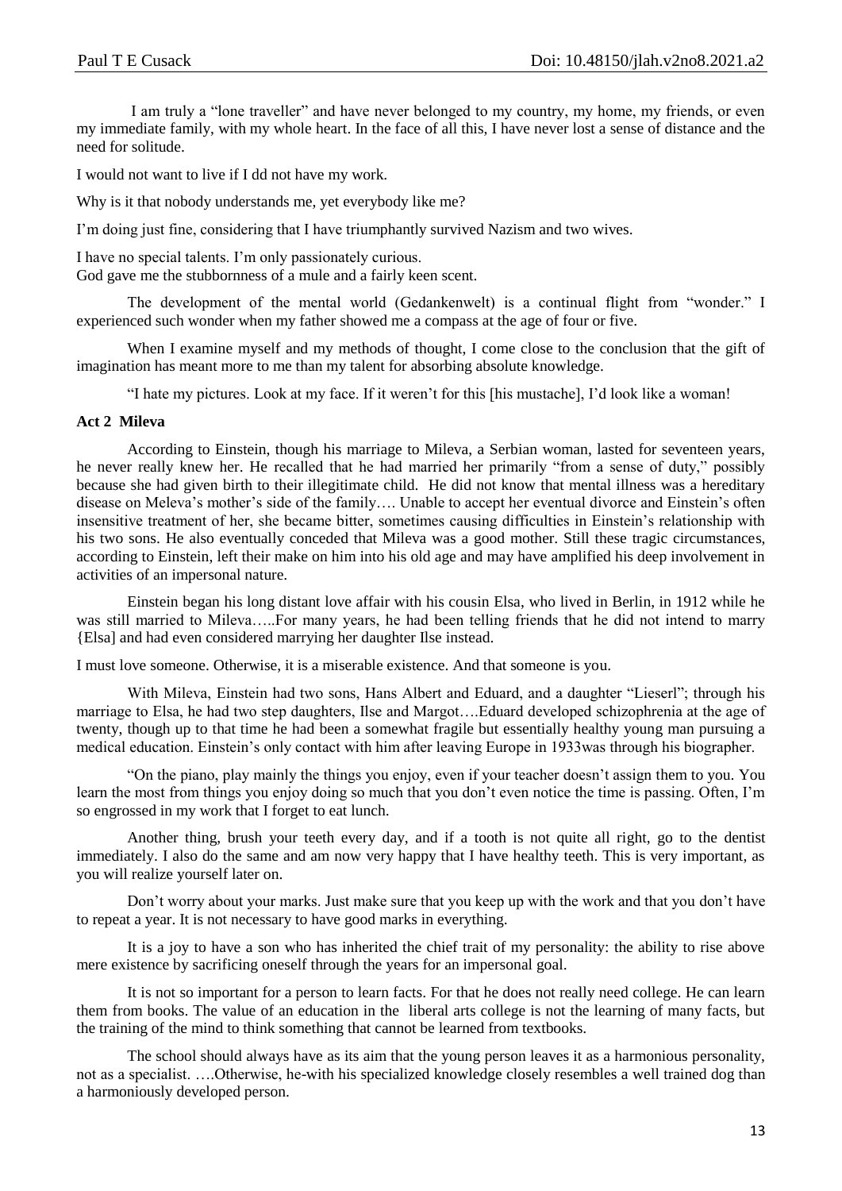I am truly a "lone traveller" and have never belonged to my country, my home, my friends, or even my immediate family, with my whole heart. In the face of all this, I have never lost a sense of distance and the need for solitude.

I would not want to live if I dd not have my work.

Why is it that nobody understands me, yet everybody like me?

I'm doing just fine, considering that I have triumphantly survived Nazism and two wives.

I have no special talents. I'm only passionately curious.
God gave me the stubbornness of a mule and a fairly keen scent.

The development of the mental world (Gedankenwelt) is a continual flight from "wonder." I experienced such wonder when my father showed me a compass at the age of four or five.

When I examine myself and my methods of thought, I come close to the conclusion that the gift of imagination has meant more to me than my talent for absorbing absolute knowledge.

"I hate my pictures. Look at my face. If it weren't for this [his mustache], I'd look like a woman!

**Act 2 Mileva**

According to Einstein, though his marriage to Mileva, a Serbian woman, lasted for seventeen years, he never really knew her. He recalled that he had married her primarily "from a sense of duty," possibly because she had given birth to their illegitimate child. He did not know that mental illness was a hereditary disease on Meleva's mother's side of the family…. Unable to accept her eventual divorce and Einstein's often insensitive treatment of her, she became bitter, sometimes causing difficulties in Einstein's relationship with his two sons. He also eventually conceded that Mileva was a good mother. Still these tragic circumstances, according to Einstein, left their make on him into his old age and may have amplified his deep involvement in activities of an impersonal nature.

Einstein began his long distant love affair with his cousin Elsa, who lived in Berlin, in 1912 while he was still married to Mileva…..For many years, he had been telling friends that he did not intend to marry {Elsa] and had even considered marrying her daughter Ilse instead.

I must love someone. Otherwise, it is a miserable existence. And that someone is you.

With Mileva, Einstein had two sons, Hans Albert and Eduard, and a daughter "Lieserl"; through his marriage to Elsa, he had two step daughters, Ilse and Margot….Eduard developed schizophrenia at the age of twenty, though up to that time he had been a somewhat fragile but essentially healthy young man pursuing a medical education. Einstein's only contact with him after leaving Europe in 1933was through his biographer.

"On the piano, play mainly the things you enjoy, even if your teacher doesn't assign them to you. You learn the most from things you enjoy doing so much that you don't even notice the time is passing. Often, I'm so engrossed in my work that I forget to eat lunch.

Another thing, brush your teeth every day, and if a tooth is not quite all right, go to the dentist immediately. I also do the same and am now very happy that I have healthy teeth. This is very important, as you will realize yourself later on.

Don't worry about your marks. Just make sure that you keep up with the work and that you don't have to repeat a year. It is not necessary to have good marks in everything.

It is a joy to have a son who has inherited the chief trait of my personality: the ability to rise above mere existence by sacrificing oneself through the years for an impersonal goal.

It is not so important for a person to learn facts. For that he does not really need college. He can learn them from books. The value of an education in the liberal arts college is not the learning of many facts, but the training of the mind to think something that cannot be learned from textbooks.

The school should always have as its aim that the young person leaves it as a harmonious personality, not as a specialist. ….Otherwise, he-with his specialized knowledge closely resembles a well trained dog than a harmoniously developed person.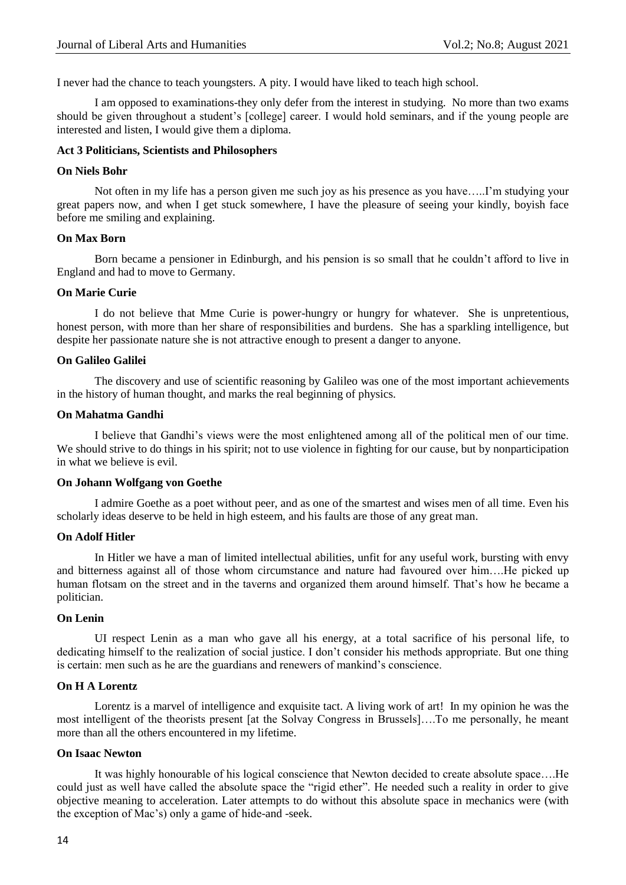I never had the chance to teach youngsters. A pity. I would have liked to teach high school.

I am opposed to examinations-they only defer from the interest in studying. No more than two exams should be given throughout a student's [college] career. I would hold seminars, and if the young people are interested and listen, I would give them a diploma.

### Act 3 Politicians, Scientists and Philosophers

#### On Niels Bohr

Not often in my life has a person given me such joy as his presence as you have…..I'm studying your great papers now, and when I get stuck somewhere, I have the pleasure of seeing your kindly, boyish face before me smiling and explaining.

#### On Max Born

Born became a pensioner in Edinburgh, and his pension is so small that he couldn't afford to live in England and had to move to Germany.

#### On Marie Curie

I do not believe that Mme Curie is power-hungry or hungry for whatever. She is unpretentious, honest person, with more than her share of responsibilities and burdens. She has a sparkling intelligence, but despite her passionate nature she is not attractive enough to present a danger to anyone.

#### On Galileo Galilei

The discovery and use of scientific reasoning by Galileo was one of the most important achievements in the history of human thought, and marks the real beginning of physics.

#### On Mahatma Gandhi

I believe that Gandhi's views were the most enlightened among all of the political men of our time. We should strive to do things in his spirit; not to use violence in fighting for our cause, but by nonparticipation in what we believe is evil.

#### On Johann Wolfgang von Goethe

I admire Goethe as a poet without peer, and as one of the smartest and wises men of all time. Even his scholarly ideas deserve to be held in high esteem, and his faults are those of any great man.

#### On Adolf Hitler

In Hitler we have a man of limited intellectual abilities, unfit for any useful work, bursting with envy and bitterness against all of those whom circumstance and nature had favoured over him….He picked up human flotsam on the street and in the taverns and organized them around himself. That's how he became a politician.

#### On Lenin

UI respect Lenin as a man who gave all his energy, at a total sacrifice of his personal life, to dedicating himself to the realization of social justice. I don't consider his methods appropriate. But one thing is certain: men such as he are the guardians and renewers of mankind's conscience.

#### On H A Lorentz

Lorentz is a marvel of intelligence and exquisite tact. A living work of art! In my opinion he was the most intelligent of the theorists present [at the Solvay Congress in Brussels]….To me personally, he meant more than all the others encountered in my lifetime.

#### On Isaac Newton

It was highly honourable of his logical conscience that Newton decided to create absolute space….He could just as well have called the absolute space the "rigid ether". He needed such a reality in order to give objective meaning to acceleration. Later attempts to do without this absolute space in mechanics were (with the exception of Mac's) only a game of hide-and -seek.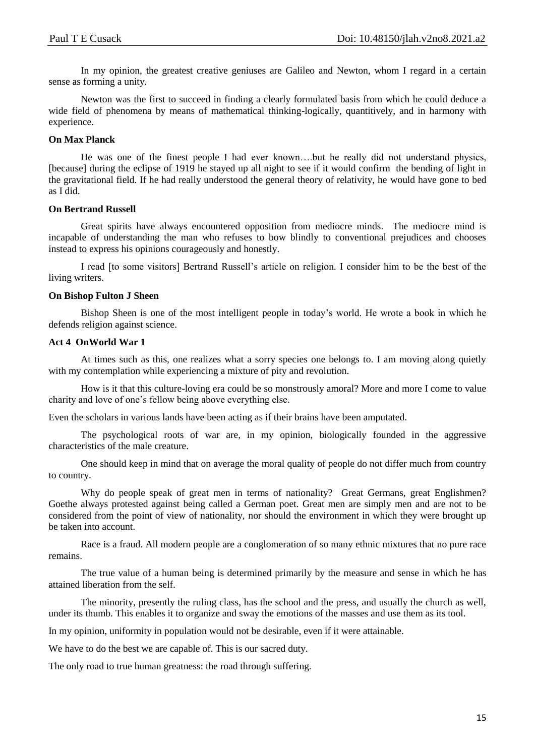In my opinion, the greatest creative geniuses are Galileo and Newton, whom I regard in a certain sense as forming a unity.

Newton was the first to succeed in finding a clearly formulated basis from which he could deduce a wide field of phenomena by means of mathematical thinking-logically, quantitively, and in harmony with experience.

**On Max Planck**

He was one of the finest people I had ever known….but he really did not understand physics, [because] during the eclipse of 1919 he stayed up all night to see if it would confirm the bending of light in the gravitational field. If he had really understood the general theory of relativity, he would have gone to bed as I did.

**On Bertrand Russell**

Great spirits have always encountered opposition from mediocre minds. The mediocre mind is incapable of understanding the man who refuses to bow blindly to conventional prejudices and chooses instead to express his opinions courageously and honestly.

I read [to some visitors] Bertrand Russell's article on religion. I consider him to be the best of the living writers.

**On Bishop Fulton J Sheen**

Bishop Sheen is one of the most intelligent people in today's world. He wrote a book in which he defends religion against science.

**Act 4 OnWorld War 1**

At times such as this, one realizes what a sorry species one belongs to. I am moving along quietly with my contemplation while experiencing a mixture of pity and revolution.

How is it that this culture-loving era could be so monstrously amoral? More and more I come to value charity and love of one's fellow being above everything else.

Even the scholars in various lands have been acting as if their brains have been amputated.

The psychological roots of war are, in my opinion, biologically founded in the aggressive characteristics of the male creature.

One should keep in mind that on average the moral quality of people do not differ much from country to country.

Why do people speak of great men in terms of nationality? Great Germans, great Englishmen? Goethe always protested against being called a German poet. Great men are simply men and are not to be considered from the point of view of nationality, nor should the environment in which they were brought up be taken into account.

Race is a fraud. All modern people are a conglomeration of so many ethnic mixtures that no pure race remains.

The true value of a human being is determined primarily by the measure and sense in which he has attained liberation from the self.

The minority, presently the ruling class, has the school and the press, and usually the church as well, under its thumb. This enables it to organize and sway the emotions of the masses and use them as its tool.

In my opinion, uniformity in population would not be desirable, even if it were attainable.

We have to do the best we are capable of. This is our sacred duty.

The only road to true human greatness: the road through suffering.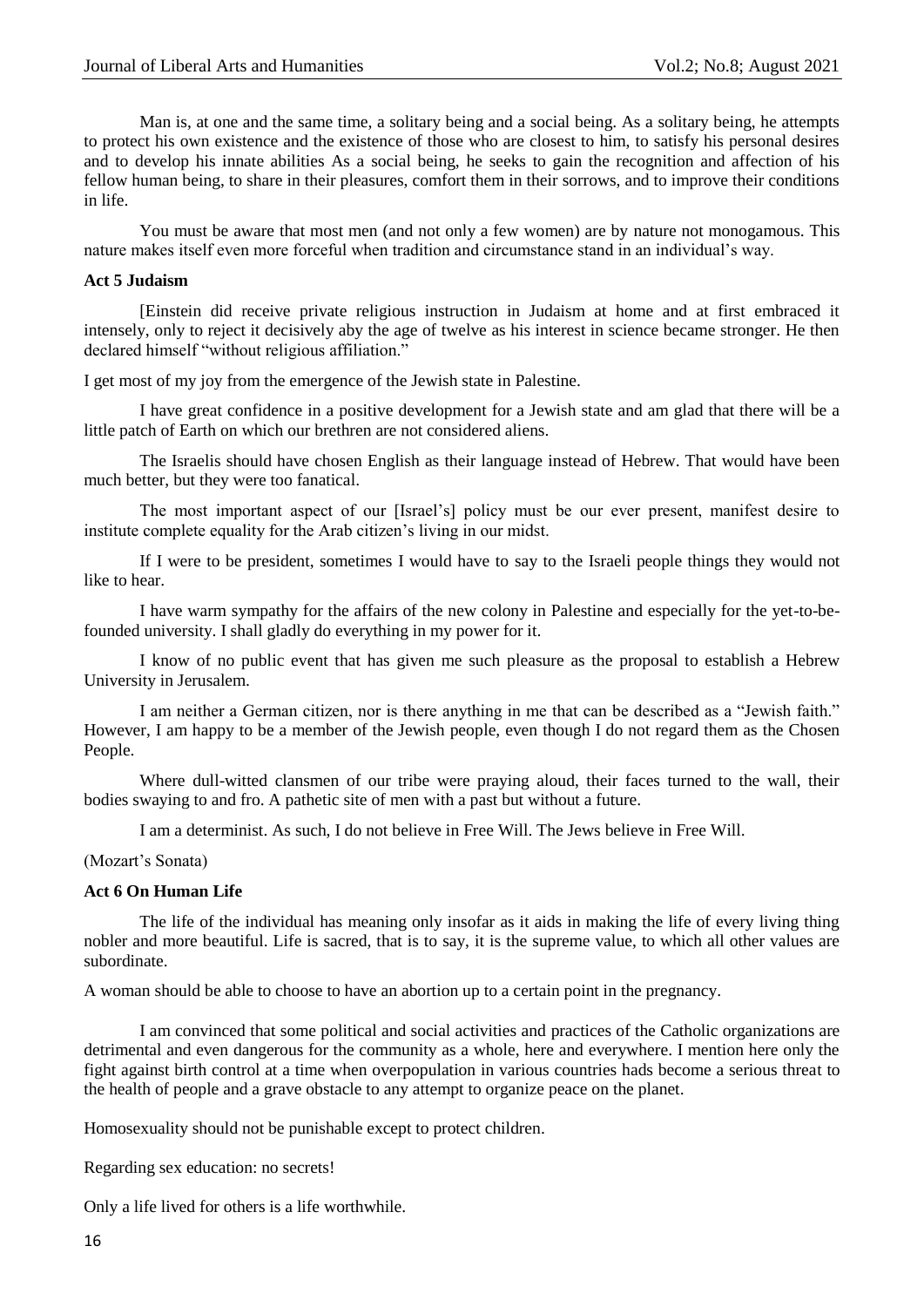Man is, at one and the same time, a solitary being and a social being. As a solitary being, he attempts to protect his own existence and the existence of those who are closest to him, to satisfy his personal desires and to develop his innate abilities As a social being, he seeks to gain the recognition and affection of his fellow human being, to share in their pleasures, comfort them in their sorrows, and to improve their conditions in life.

You must be aware that most men (and not only a few women) are by nature not monogamous. This nature makes itself even more forceful when tradition and circumstance stand in an individual's way.

**Act 5 Judaism**

[Einstein did receive private religious instruction in Judaism at home and at first embraced it intensely, only to reject it decisively aby the age of twelve as his interest in science became stronger. He then declared himself "without religious affiliation."

I get most of my joy from the emergence of the Jewish state in Palestine.

I have great confidence in a positive development for a Jewish state and am glad that there will be a little patch of Earth on which our brethren are not considered aliens.

The Israelis should have chosen English as their language instead of Hebrew. That would have been much better, but they were too fanatical.

The most important aspect of our [Israel's] policy must be our ever present, manifest desire to institute complete equality for the Arab citizen's living in our midst.

If I were to be president, sometimes I would have to say to the Israeli people things they would not like to hear.

I have warm sympathy for the affairs of the new colony in Palestine and especially for the yet-to-be-founded university. I shall gladly do everything in my power for it.

I know of no public event that has given me such pleasure as the proposal to establish a Hebrew University in Jerusalem.

I am neither a German citizen, nor is there anything in me that can be described as a "Jewish faith." However, I am happy to be a member of the Jewish people, even though I do not regard them as the Chosen People.

Where dull-witted clansmen of our tribe were praying aloud, their faces turned to the wall, their bodies swaying to and fro. A pathetic site of men with a past but without a future.

I am a determinist. As such, I do not believe in Free Will. The Jews believe in Free Will.

(Mozart's Sonata)

**Act 6 On Human Life**

The life of the individual has meaning only insofar as it aids in making the life of every living thing nobler and more beautiful. Life is sacred, that is to say, it is the supreme value, to which all other values are subordinate.

A woman should be able to choose to have an abortion up to a certain point in the pregnancy.

I am convinced that some political and social activities and practices of the Catholic organizations are detrimental and even dangerous for the community as a whole, here and everywhere. I mention here only the fight against birth control at a time when overpopulation in various countries hads become a serious threat to the health of people and a grave obstacle to any attempt to organize peace on the planet.

Homosexuality should not be punishable except to protect children.

Regarding sex education: no secrets!

Only a life lived for others is a life worthwhile.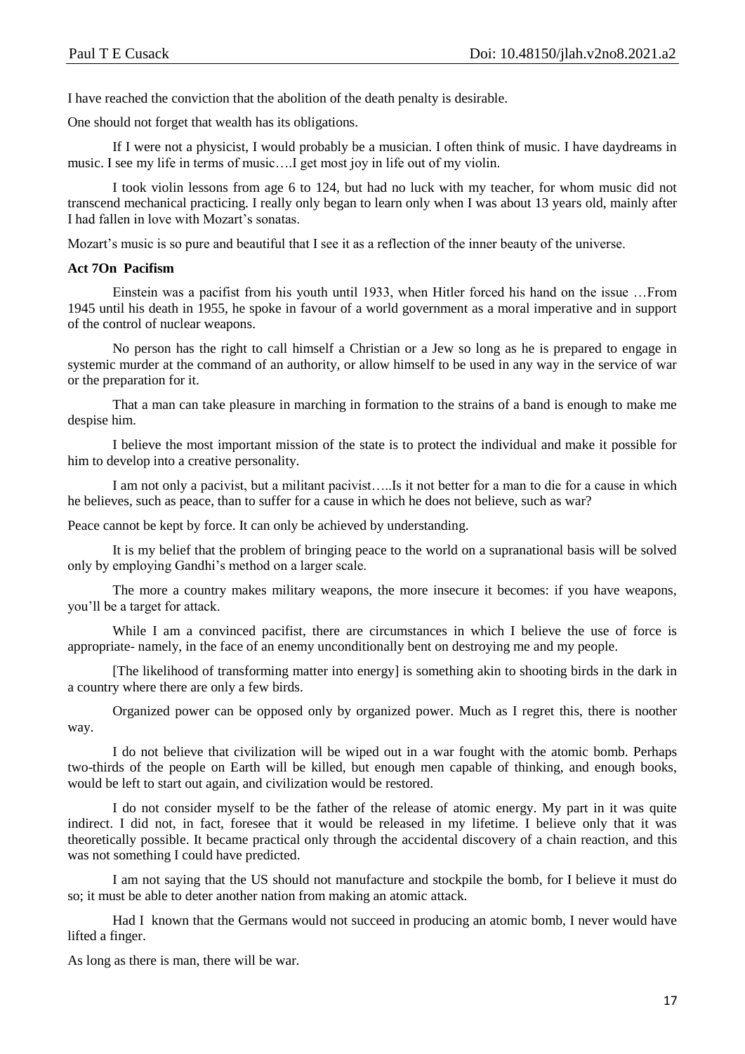I have reached the conviction that the abolition of the death penalty is desirable.

One should not forget that wealth has its obligations.

If I were not a physicist, I would probably be a musician. I often think of music. I have daydreams in music. I see my life in terms of music….I get most joy in life out of my violin.

I took violin lessons from age 6 to 124, but had no luck with my teacher, for whom music did not transcend mechanical practicing. I really only began to learn only when I was about 13 years old, mainly after I had fallen in love with Mozart's sonatas.

Mozart's music is so pure and beautiful that I see it as a reflection of the inner beauty of the universe.

**Act 7On Pacifism**

Einstein was a pacifist from his youth until 1933, when Hitler forced his hand on the issue …From 1945 until his death in 1955, he spoke in favour of a world government as a moral imperative and in support of the control of nuclear weapons.

No person has the right to call himself a Christian or a Jew so long as he is prepared to engage in systemic murder at the command of an authority, or allow himself to be used in any way in the service of war or the preparation for it.

That a man can take pleasure in marching in formation to the strains of a band is enough to make me despise him.

I believe the most important mission of the state is to protect the individual and make it possible for him to develop into a creative personality.

I am not only a pacivist, but a militant pacivist…..Is it not better for a man to die for a cause in which he believes, such as peace, than to suffer for a cause in which he does not believe, such as war?

Peace cannot be kept by force. It can only be achieved by understanding.

It is my belief that the problem of bringing peace to the world on a supranational basis will be solved only by employing Gandhi's method on a larger scale.

The more a country makes military weapons, the more insecure it becomes: if you have weapons, you'll be a target for attack.

While I am a convinced pacifist, there are circumstances in which I believe the use of force is appropriate- namely, in the face of an enemy unconditionally bent on destroying me and my people.

[The likelihood of transforming matter into energy] is something akin to shooting birds in the dark in a country where there are only a few birds.

Organized power can be opposed only by organized power. Much as I regret this, there is noother way.

I do not believe that civilization will be wiped out in a war fought with the atomic bomb. Perhaps two-thirds of the people on Earth will be killed, but enough men capable of thinking, and enough books, would be left to start out again, and civilization would be restored.

I do not consider myself to be the father of the release of atomic energy. My part in it was quite indirect. I did not, in fact, foresee that it would be released in my lifetime. I believe only that it was theoretically possible. It became practical only through the accidental discovery of a chain reaction, and this was not something I could have predicted.

I am not saying that the US should not manufacture and stockpile the bomb, for I believe it must do so; it must be able to deter another nation from making an atomic attack.

Had I known that the Germans would not succeed in producing an atomic bomb, I never would have lifted a finger.

As long as there is man, there will be war.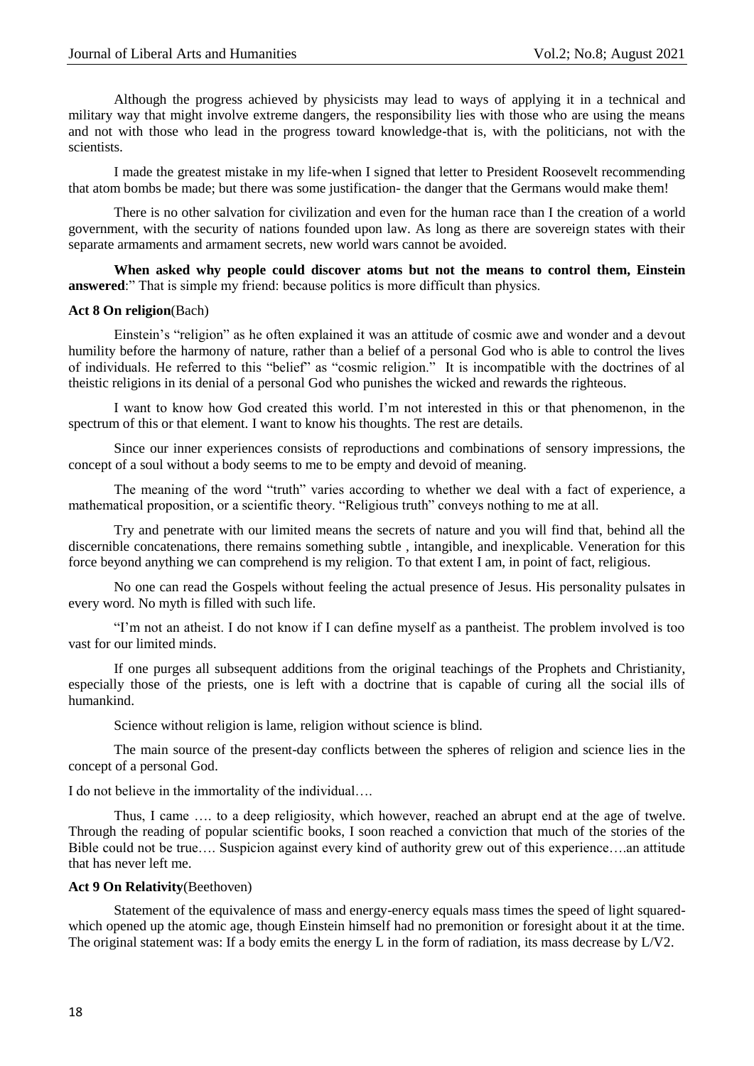Although the progress achieved by physicists may lead to ways of applying it in a technical and military way that might involve extreme dangers, the responsibility lies with those who are using the means and not with those who lead in the progress toward knowledge-that is, with the politicians, not with the scientists.

I made the greatest mistake in my life-when I signed that letter to President Roosevelt recommending that atom bombs be made; but there was some justification- the danger that the Germans would make them!

There is no other salvation for civilization and even for the human race than I the creation of a world government, with the security of nations founded upon law. As long as there are sovereign states with their separate armaments and armament secrets, new world wars cannot be avoided.

**When asked why people could discover atoms but not the means to control them, Einstein answered**:" That is simple my friend: because politics is more difficult than physics.

**Act 8 On religion**(Bach)

Einstein's "religion" as he often explained it was an attitude of cosmic awe and wonder and a devout humility before the harmony of nature, rather than a belief of a personal God who is able to control the lives of individuals. He referred to this "belief" as "cosmic religion." It is incompatible with the doctrines of al theistic religions in its denial of a personal God who punishes the wicked and rewards the righteous.

I want to know how God created this world. I'm not interested in this or that phenomenon, in the spectrum of this or that element. I want to know his thoughts. The rest are details.

Since our inner experiences consists of reproductions and combinations of sensory impressions, the concept of a soul without a body seems to me to be empty and devoid of meaning.

The meaning of the word "truth" varies according to whether we deal with a fact of experience, a mathematical proposition, or a scientific theory. "Religious truth" conveys nothing to me at all.

Try and penetrate with our limited means the secrets of nature and you will find that, behind all the discernible concatenations, there remains something subtle , intangible, and inexplicable. Veneration for this force beyond anything we can comprehend is my religion. To that extent I am, in point of fact, religious.

No one can read the Gospels without feeling the actual presence of Jesus. His personality pulsates in every word. No myth is filled with such life.

"I'm not an atheist. I do not know if I can define myself as a pantheist. The problem involved is too vast for our limited minds.

If one purges all subsequent additions from the original teachings of the Prophets and Christianity, especially those of the priests, one is left with a doctrine that is capable of curing all the social ills of humankind.

Science without religion is lame, religion without science is blind.

The main source of the present-day conflicts between the spheres of religion and science lies in the concept of a personal God.

I do not believe in the immortality of the individual….

Thus, I came …. to a deep religiosity, which however, reached an abrupt end at the age of twelve. Through the reading of popular scientific books, I soon reached a conviction that much of the stories of the Bible could not be true…. Suspicion against every kind of authority grew out of this experience….an attitude that has never left me.

**Act 9 On Relativity**(Beethoven)

Statement of the equivalence of mass and energy-enercy equals mass times the speed of light squared-which opened up the atomic age, though Einstein himself had no premonition or foresight about it at the time. The original statement was: If a body emits the energy L in the form of radiation, its mass decrease by L/V2.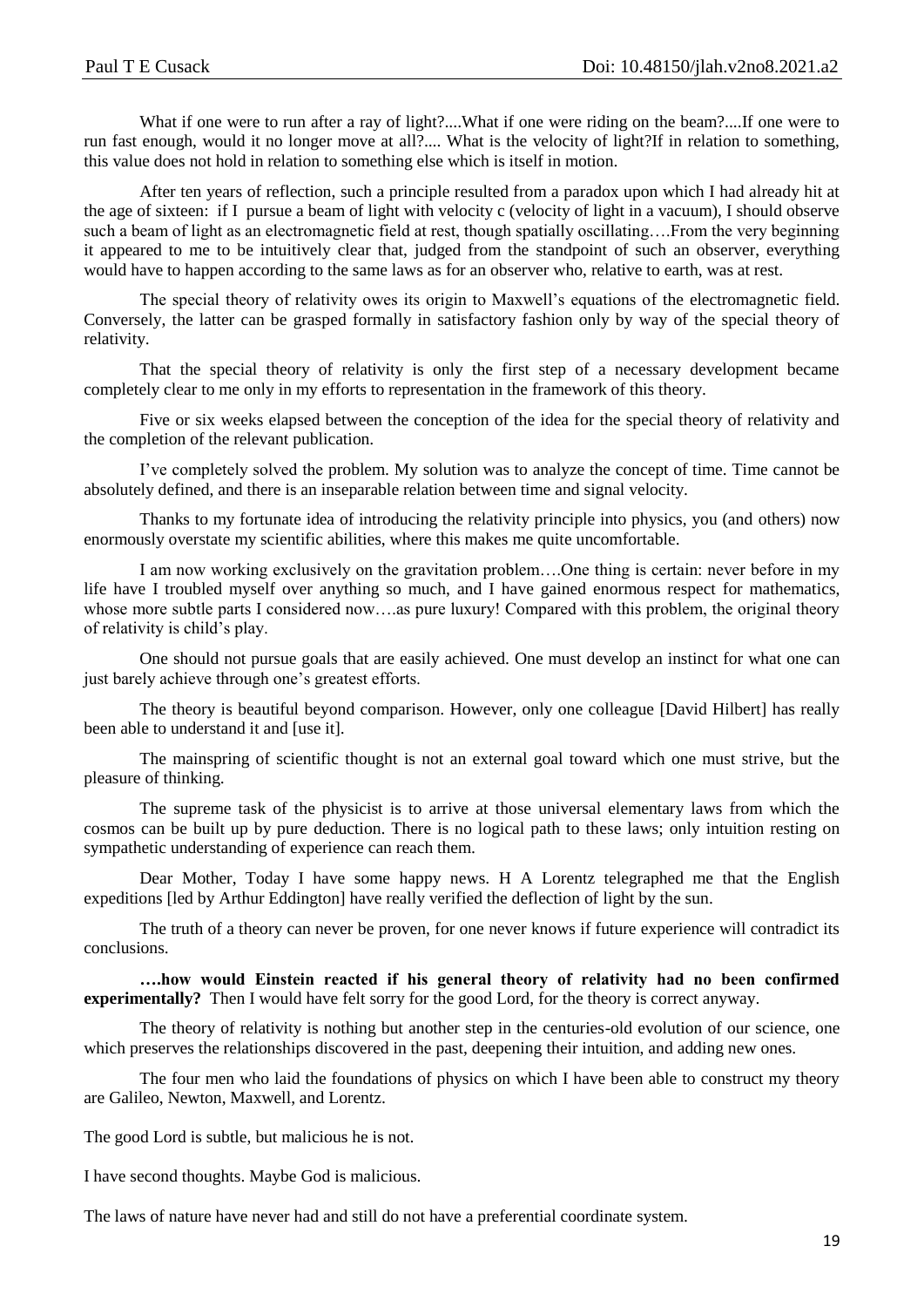What if one were to run after a ray of light?....What if one were riding on the beam?....If one were to run fast enough, would it no longer move at all?.... What is the velocity of light?If in relation to something, this value does not hold in relation to something else which is itself in motion.

After ten years of reflection, such a principle resulted from a paradox upon which I had already hit at the age of sixteen: if I pursue a beam of light with velocity c (velocity of light in a vacuum), I should observe such a beam of light as an electromagnetic field at rest, though spatially oscillating….From the very beginning it appeared to me to be intuitively clear that, judged from the standpoint of such an observer, everything would have to happen according to the same laws as for an observer who, relative to earth, was at rest.

The special theory of relativity owes its origin to Maxwell's equations of the electromagnetic field. Conversely, the latter can be grasped formally in satisfactory fashion only by way of the special theory of relativity.

That the special theory of relativity is only the first step of a necessary development became completely clear to me only in my efforts to representation in the framework of this theory.

Five or six weeks elapsed between the conception of the idea for the special theory of relativity and the completion of the relevant publication.

I've completely solved the problem. My solution was to analyze the concept of time. Time cannot be absolutely defined, and there is an inseparable relation between time and signal velocity.

Thanks to my fortunate idea of introducing the relativity principle into physics, you (and others) now enormously overstate my scientific abilities, where this makes me quite uncomfortable.

I am now working exclusively on the gravitation problem….One thing is certain: never before in my life have I troubled myself over anything so much, and I have gained enormous respect for mathematics, whose more subtle parts I considered now….as pure luxury! Compared with this problem, the original theory of relativity is child's play.

One should not pursue goals that are easily achieved. One must develop an instinct for what one can just barely achieve through one's greatest efforts.

The theory is beautiful beyond comparison. However, only one colleague [David Hilbert] has really been able to understand it and [use it].

The mainspring of scientific thought is not an external goal toward which one must strive, but the pleasure of thinking.

The supreme task of the physicist is to arrive at those universal elementary laws from which the cosmos can be built up by pure deduction. There is no logical path to these laws; only intuition resting on sympathetic understanding of experience can reach them.

Dear Mother, Today I have some happy news. H A Lorentz telegraphed me that the English expeditions [led by Arthur Eddington] have really verified the deflection of light by the sun.

The truth of a theory can never be proven, for one never knows if future experience will contradict its conclusions.

**….how would Einstein reacted if his general theory of relativity had no been confirmed experimentally?** Then I would have felt sorry for the good Lord, for the theory is correct anyway.

The theory of relativity is nothing but another step in the centuries-old evolution of our science, one which preserves the relationships discovered in the past, deepening their intuition, and adding new ones.

The four men who laid the foundations of physics on which I have been able to construct my theory are Galileo, Newton, Maxwell, and Lorentz.

The good Lord is subtle, but malicious he is not.

I have second thoughts. Maybe God is malicious.

The laws of nature have never had and still do not have a preferential coordinate system.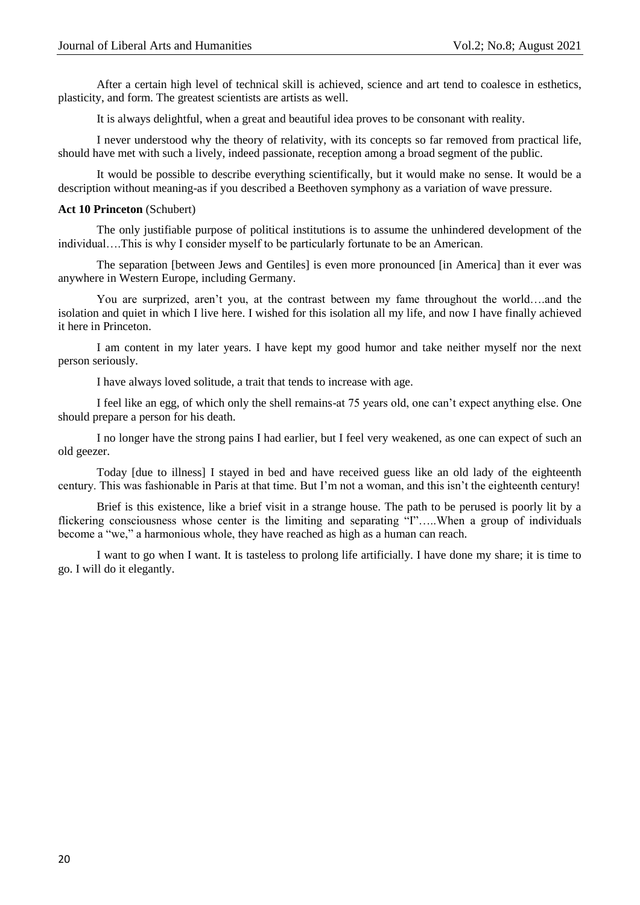After a certain high level of technical skill is achieved, science and art tend to coalesce in esthetics, plasticity, and form. The greatest scientists are artists as well.

It is always delightful, when a great and beautiful idea proves to be consonant with reality.

I never understood why the theory of relativity, with its concepts so far removed from practical life, should have met with such a lively, indeed passionate, reception among a broad segment of the public.

It would be possible to describe everything scientifically, but it would make no sense. It would be a description without meaning-as if you described a Beethoven symphony as a variation of wave pressure.

**Act 10 Princeton** (Schubert)

The only justifiable purpose of political institutions is to assume the unhindered development of the individual….This is why I consider myself to be particularly fortunate to be an American.

The separation [between Jews and Gentiles] is even more pronounced [in America] than it ever was anywhere in Western Europe, including Germany.

You are surprized, aren't you, at the contrast between my fame throughout the world….and the isolation and quiet in which I live here. I wished for this isolation all my life, and now I have finally achieved it here in Princeton.

I am content in my later years. I have kept my good humor and take neither myself nor the next person seriously.

I have always loved solitude, a trait that tends to increase with age.

I feel like an egg, of which only the shell remains-at 75 years old, one can't expect anything else. One should prepare a person for his death.

I no longer have the strong pains I had earlier, but I feel very weakened, as one can expect of such an old geezer.

Today [due to illness] I stayed in bed and have received guess like an old lady of the eighteenth century. This was fashionable in Paris at that time. But I'm not a woman, and this isn't the eighteenth century!

Brief is this existence, like a brief visit in a strange house. The path to be perused is poorly lit by a flickering consciousness whose center is the limiting and separating "I"…..When a group of individuals become a "we," a harmonious whole, they have reached as high as a human can reach.

I want to go when I want. It is tasteless to prolong life artificially. I have done my share; it is time to go. I will do it elegantly.